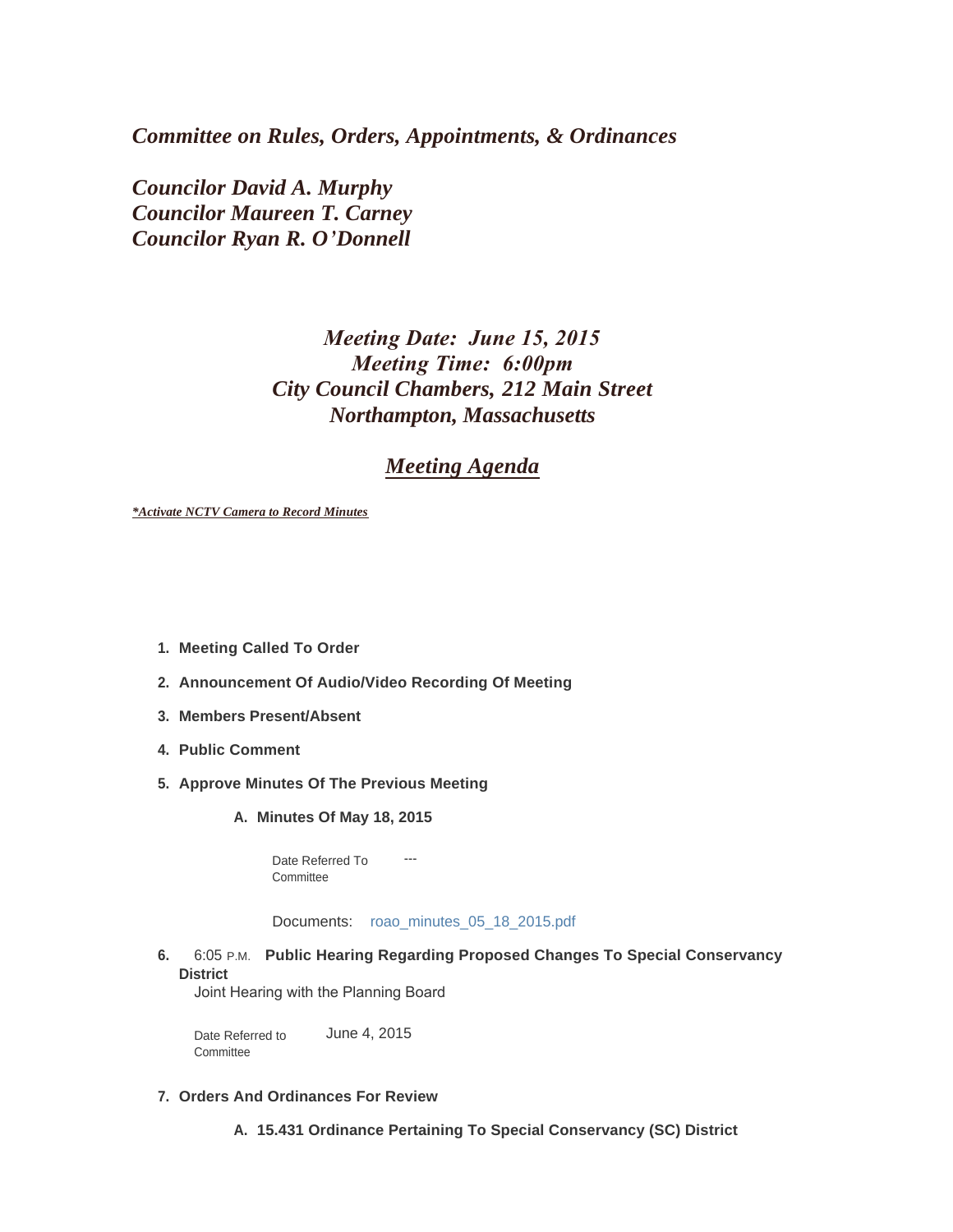# *Committee on Rules, Orders, Appointments, & Ordinances*

*Councilor David A. Murphy*
*Councilor Maureen T. Carney*
*Councilor Ryan R. O'Donnell*

*Meeting Date: June 15, 2015*
*Meeting Time: 6:00pm*
*City Council Chambers, 212 Main Street*
*Northampton, Massachusetts*

## *Meeting Agenda*

***Activate NCTV Camera to Record Minutes***

1. **Meeting Called To Order**
2. **Announcement Of Audio/Video Recording Of Meeting**
3. **Members Present/Absent**
4. **Public Comment**
5. **Approve Minutes Of The Previous Meeting**

   A. **Minutes Of May 18, 2015**

      Date Referred To Committee ---

      Documents: roao_minutes_05_18_2015.pdf

6. 6:05 P.M. **Public Hearing Regarding Proposed Changes To Special Conservancy District**

   Joint Hearing with the Planning Board

   Date Referred to Committee June 4, 2015

7. **Orders And Ordinances For Review**

   A. **15.431 Ordinance Pertaining To Special Conservancy (SC) District**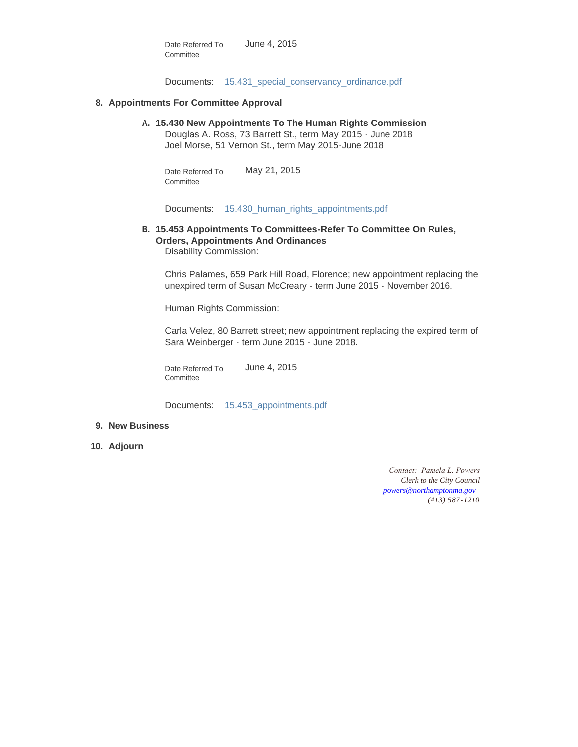Date Referred To Committee: June 4, 2015

Documents: 15.431_special_conservancy_ordinance.pdf

8. **Appointments For Committee Approval**

   A. **15.430 New Appointments To The Human Rights Commission**

   Douglas A. Ross, 73 Barrett St., term May 2015 - June 2018
   Joel Morse, 51 Vernon St., term May 2015-June 2018

   Date Referred To Committee: May 21, 2015

   Documents: 15.430_human_rights_appointments.pdf

   B. **15.453 Appointments To Committees-Refer To Committee On Rules, Orders, Appointments And Ordinances**

   Disability Commission:

   Chris Palames, 659 Park Hill Road, Florence; new appointment replacing the unexpired term of Susan McCreary - term June 2015 - November 2016.

   Human Rights Commission:

   Carla Velez, 80 Barrett street; new appointment replacing the expired term of Sara Weinberger - term June 2015 - June 2018.

   Date Referred To Committee: June 4, 2015

   Documents: 15.453_appointments.pdf

9. **New Business**

10. **Adjourn**

*Contact: Pamela L. Powers*
*Clerk to the City Council*
*powers@northamptonma.gov*
*(413) 587-1210*